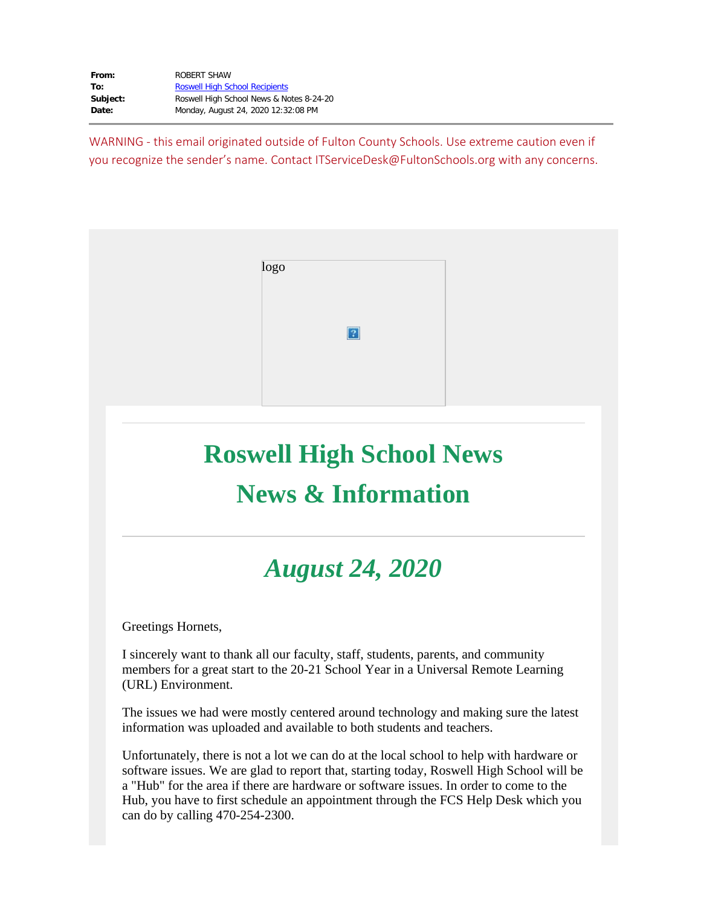**From:** ROBERT SHAW
**To:** Roswell High School Recipients
**Subject:** Roswell High School News & Notes 8-24-20
**Date:** Monday, August 24, 2020 12:32:08 PM

WARNING - this email originated outside of Fulton County Schools. Use extreme caution even if you recognize the sender's name. Contact ITServiceDesk@FultonSchools.org with any concerns.

logo

# Roswell High School News
# News & Information

## *August 24, 2020*

Greetings Hornets,

I sincerely want to thank all our faculty, staff, students, parents, and community members for a great start to the 20-21 School Year in a Universal Remote Learning (URL) Environment.

The issues we had were mostly centered around technology and making sure the latest information was uploaded and available to both students and teachers.

Unfortunately, there is not a lot we can do at the local school to help with hardware or software issues. We are glad to report that, starting today, Roswell High School will be a "Hub" for the area if there are hardware or software issues. In order to come to the Hub, you have to first schedule an appointment through the FCS Help Desk which you can do by calling 470-254-2300.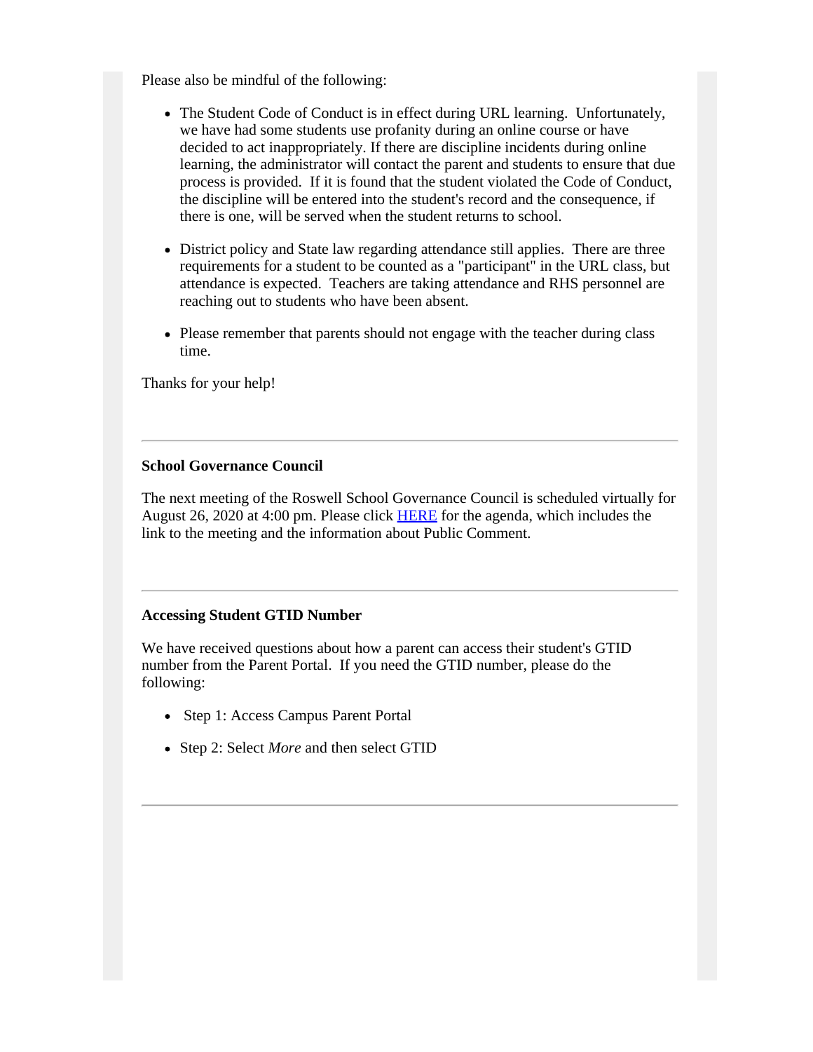Please also be mindful of the following:

- The Student Code of Conduct is in effect during URL learning. Unfortunately, we have had some students use profanity during an online course or have decided to act inappropriately. If there are discipline incidents during online learning, the administrator will contact the parent and students to ensure that due process is provided. If it is found that the student violated the Code of Conduct, the discipline will be entered into the student's record and the consequence, if there is one, will be served when the student returns to school.
- District policy and State law regarding attendance still applies. There are three requirements for a student to be counted as a "participant" in the URL class, but attendance is expected. Teachers are taking attendance and RHS personnel are reaching out to students who have been absent.
- Please remember that parents should not engage with the teacher during class time.

Thanks for your help!

---

**School Governance Council**

The next meeting of the Roswell School Governance Council is scheduled virtually for August 26, 2020 at 4:00 pm. Please click HERE for the agenda, which includes the link to the meeting and the information about Public Comment.

---

**Accessing Student GTID Number**

We have received questions about how a parent can access their student's GTID number from the Parent Portal. If you need the GTID number, please do the following:

- Step 1: Access Campus Parent Portal
- Step 2: Select *More* and then select GTID

---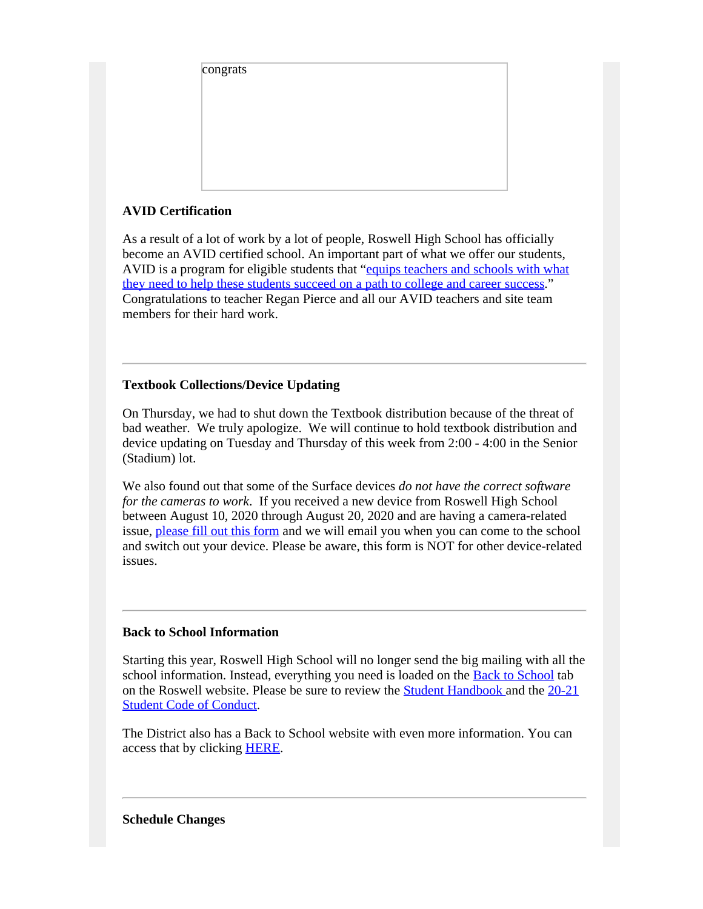congrats

**AVID Certification**

As a result of a lot of work by a lot of people, Roswell High School has officially become an AVID certified school. An important part of what we offer our students, AVID is a program for eligible students that "equips teachers and schools with what they need to help these students succeed on a path to college and career success." Congratulations to teacher Regan Pierce and all our AVID teachers and site team members for their hard work.

---

**Textbook Collections/Device Updating**

On Thursday, we had to shut down the Textbook distribution because of the threat of bad weather. We truly apologize. We will continue to hold textbook distribution and device updating on Tuesday and Thursday of this week from 2:00 - 4:00 in the Senior (Stadium) lot.

We also found out that some of the Surface devices *do not have the correct software for the cameras to work*. If you received a new device from Roswell High School between August 10, 2020 through August 20, 2020 and are having a camera-related issue, please fill out this form and we will email you when you can come to the school and switch out your device. Please be aware, this form is NOT for other device-related issues.

---

**Back to School Information**

Starting this year, Roswell High School will no longer send the big mailing with all the school information. Instead, everything you need is loaded on the Back to School tab on the Roswell website. Please be sure to review the Student Handbook and the 20-21 Student Code of Conduct.

The District also has a Back to School website with even more information. You can access that by clicking HERE.

---

**Schedule Changes**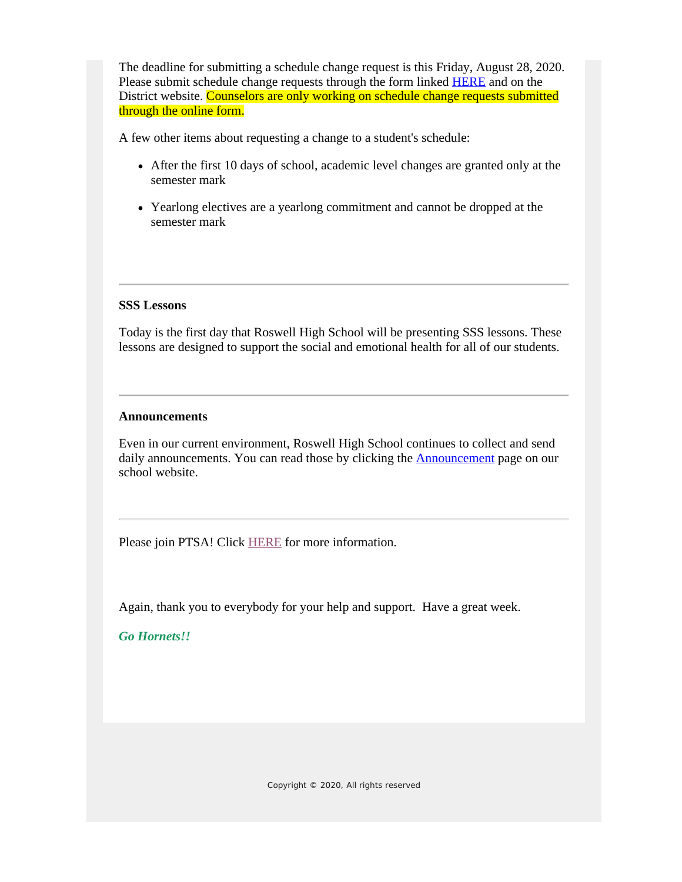The deadline for submitting a schedule change request is this Friday, August 28, 2020. Please submit schedule change requests through the form linked HERE and on the District website. Counselors are only working on schedule change requests submitted through the online form.

A few other items about requesting a change to a student's schedule:

- After the first 10 days of school, academic level changes are granted only at the semester mark
- Yearlong electives are a yearlong commitment and cannot be dropped at the semester mark

---

**SSS Lessons**

Today is the first day that Roswell High School will be presenting SSS lessons. These lessons are designed to support the social and emotional health for all of our students.

---

**Announcements**

Even in our current environment, Roswell High School continues to collect and send daily announcements. You can read those by clicking the Announcement page on our school website.

---

Please join PTSA! Click HERE for more information.

Again, thank you to everybody for your help and support. Have a great week.

***Go Hornets!!***

Copyright © 2020, All rights reserved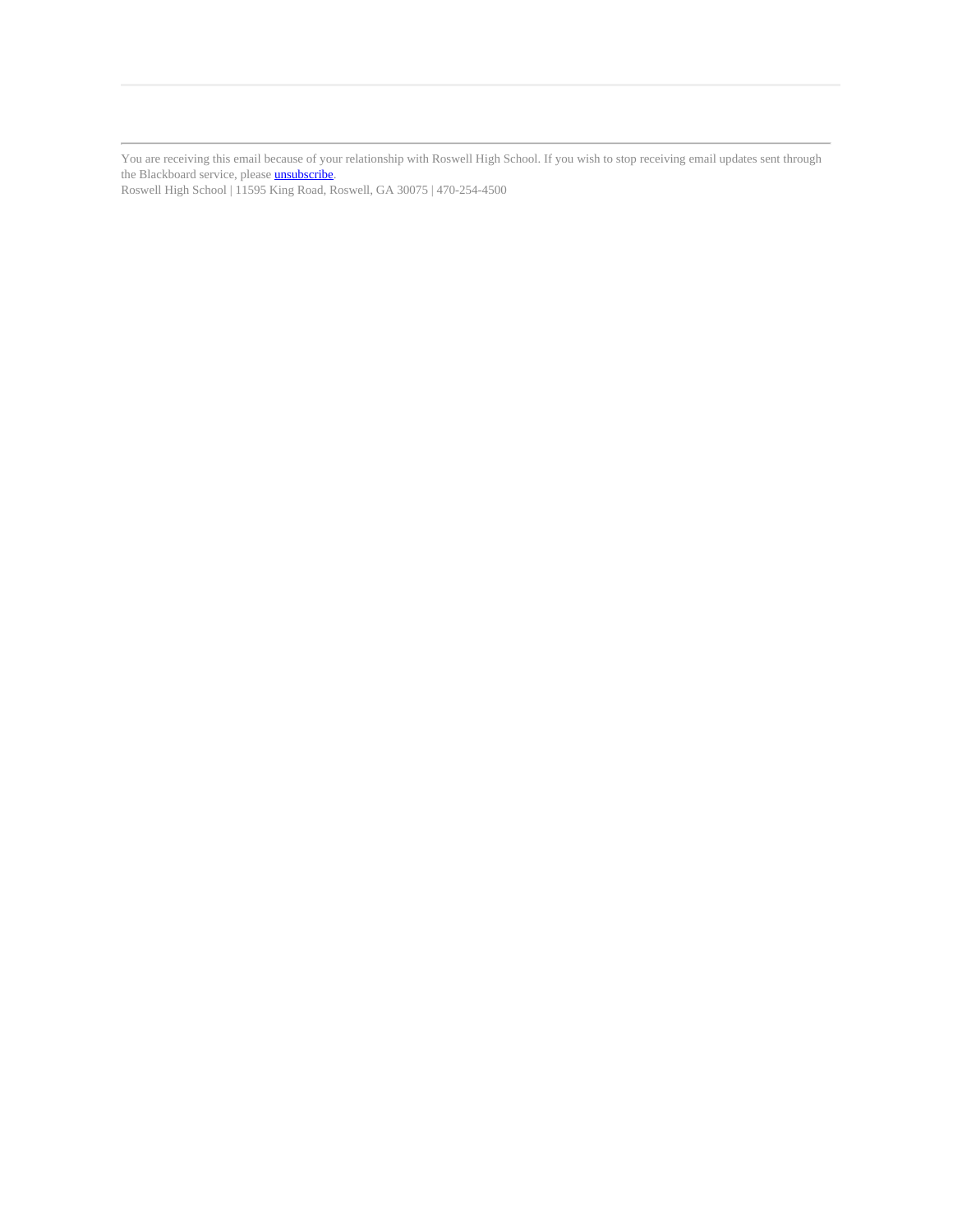---

You are receiving this email because of your relationship with Roswell High School. If you wish to stop receiving email updates sent through the Blackboard service, please unsubscribe.
Roswell High School | 11595 King Road, Roswell, GA 30075 | 470-254-4500